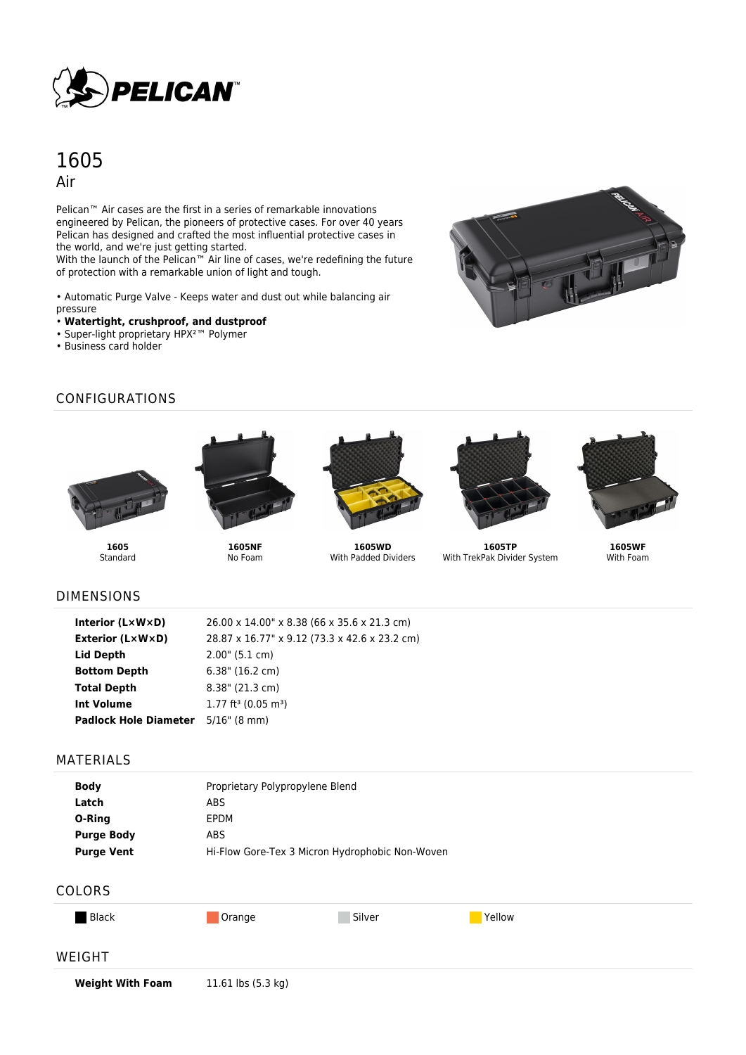# 1605

## Air

Pelican™ Air cases are the first in a series of remarkable innovations engineered by Pelican, the pioneers of protective cases. For over 40 years Pelican has designed and crafted the most influential protective cases in the world, and we're just getting started.
With the launch of the Pelican™ Air line of cases, we're redefining the future of protection with a remarkable union of light and tough.

- Automatic Purge Valve - Keeps water and dust out while balancing air pressure
- **Watertight, crushproof, and dustproof**
- Super-light proprietary HPX²™ Polymer
- Business card holder

## CONFIGURATIONS

| 1605 | 1605NF | 1605WD | 1605TP | 1605WF |
|---|---|---|---|---|
| Standard | No Foam | With Padded Dividers | With TrekPak Divider System | With Foam |

## DIMENSIONS

| | |
|---|---|
| **Interior (L×W×D)** | 26.00 x 14.00" x 8.38 (66 x 35.6 x 21.3 cm) |
| **Exterior (L×W×D)** | 28.87 x 16.77" x 9.12 (73.3 x 42.6 x 23.2 cm) |
| **Lid Depth** | 2.00" (5.1 cm) |
| **Bottom Depth** | 6.38" (16.2 cm) |
| **Total Depth** | 8.38" (21.3 cm) |
| **Int Volume** | 1.77 ft³ (0.05 m³) |
| **Padlock Hole Diameter** | 5/16" (8 mm) |

## MATERIALS

| | |
|---|---|
| **Body** | Proprietary Polypropylene Blend |
| **Latch** | ABS |
| **O-Ring** | EPDM |
| **Purge Body** | ABS |
| **Purge Vent** | Hi-Flow Gore-Tex 3 Micron Hydrophobic Non-Woven |

## COLORS

Black | Orange | Silver | Yellow

## WEIGHT

| | |
|---|---|
| **Weight With Foam** | 11.61 lbs (5.3 kg) |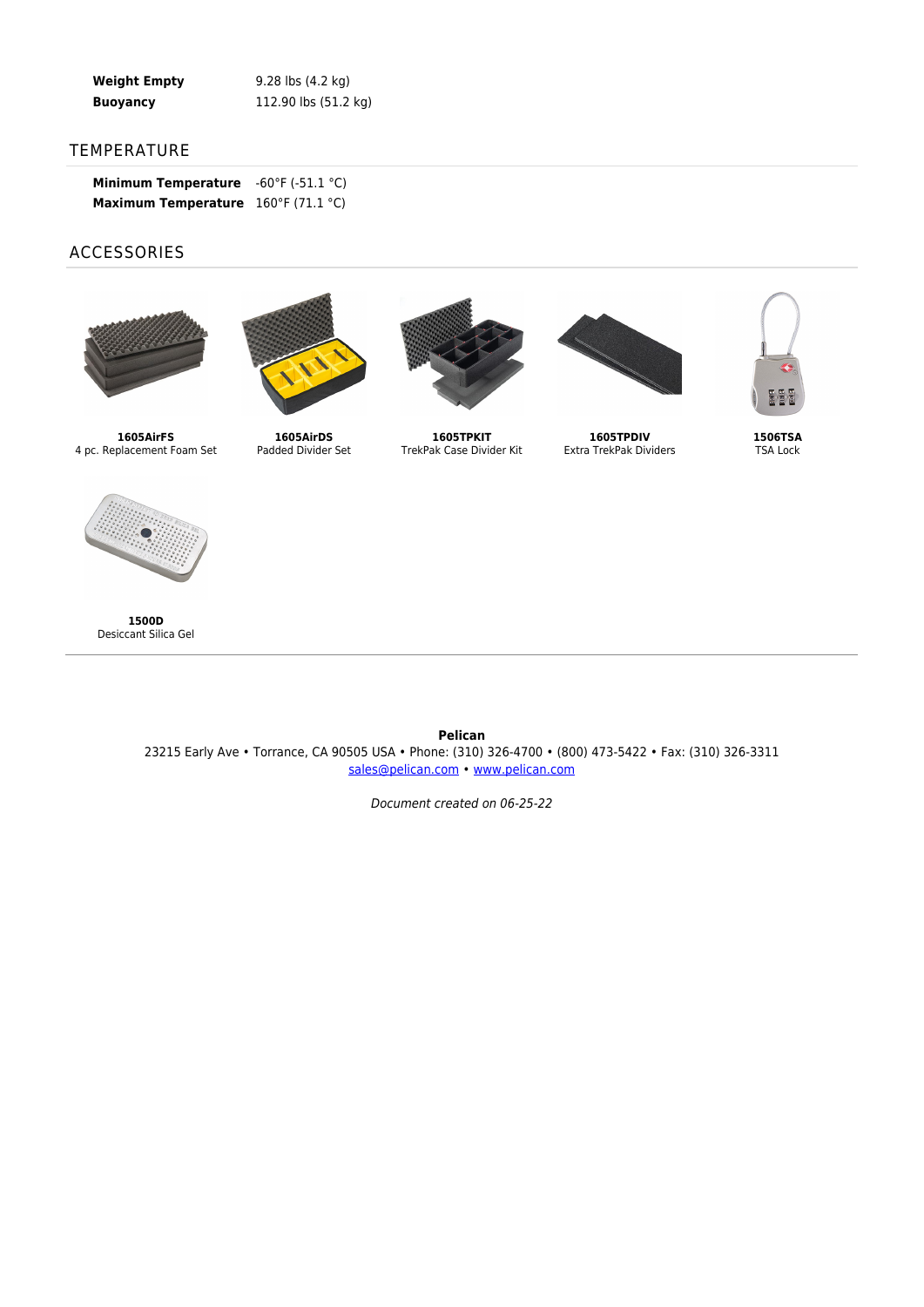| | |
|---|---|
| **Weight Empty** | 9.28 lbs (4.2 kg) |
| **Buoyancy** | 112.90 lbs (51.2 kg) |

## TEMPERATURE

| | |
|---|---|
| **Minimum Temperature** | -60°F (-51.1 °C) |
| **Maximum Temperature** | 160°F (71.1 °C) |

## ACCESSORIES

**1605AirFS**
4 pc. Replacement Foam Set

**1605AirDS**
Padded Divider Set

**1605TPKIT**
TrekPak Case Divider Kit

**1605TPDIV**
Extra TrekPak Dividers

**1506TSA**
TSA Lock

**1500D**
Desiccant Silica Gel

**Pelican**
23215 Early Ave • Torrance, CA 90505 USA • Phone: (310) 326-4700 • (800) 473-5422 • Fax: (310) 326-3311
sales@pelican.com • www.pelican.com

*Document created on 06-25-22*